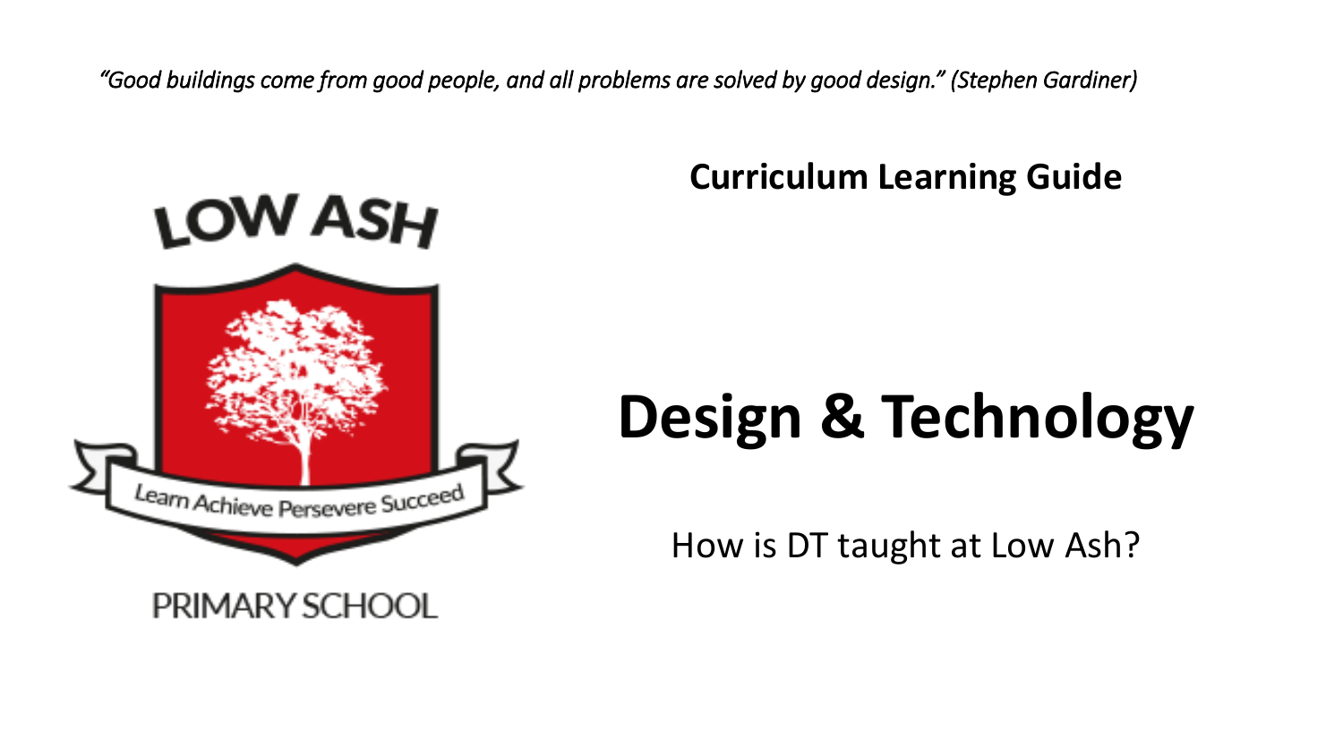*"Good buildings come from good people, and all problems are solved by good design." (Stephen Gardiner)*

LOW ASH

Learn Achieve Persevere Succeed

PRIMARY SCHOOL

**Curriculum Learning Guide**

# Design & Technology

How is DT taught at Low Ash?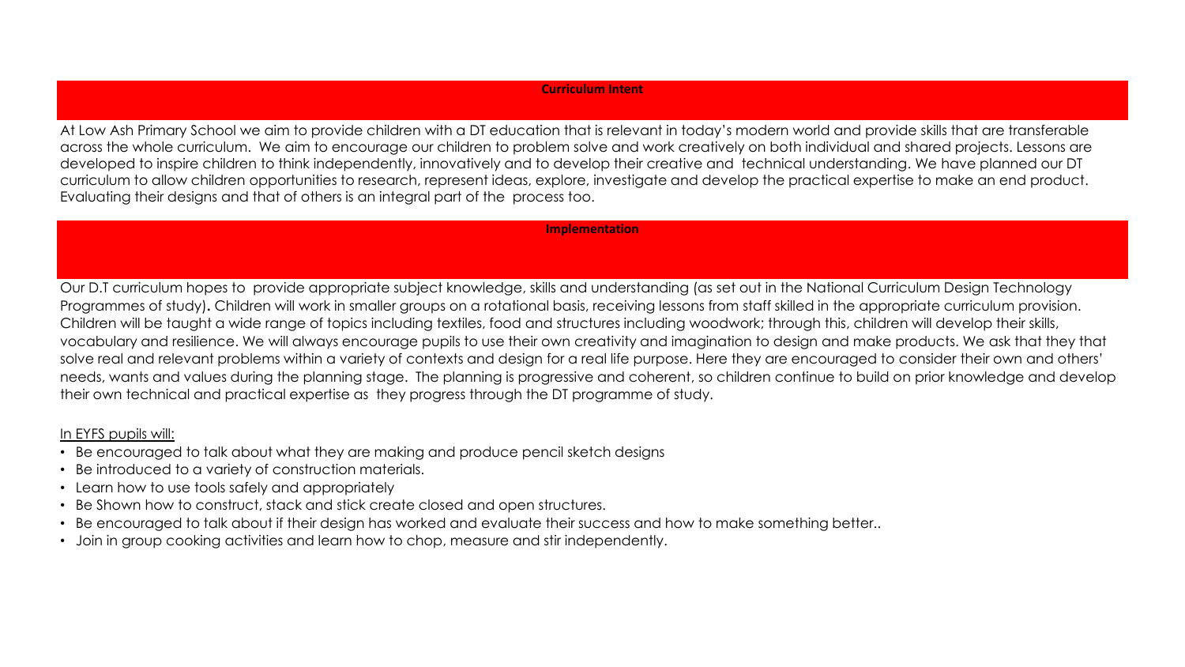## Curriculum Intent

At Low Ash Primary School we aim to provide children with a DT education that is relevant in today's modern world and provide skills that are transferable across the whole curriculum. We aim to encourage our children to problem solve and work creatively on both individual and shared projects. Lessons are developed to inspire children to think independently, innovatively and to develop their creative and technical understanding. We have planned our DT curriculum to allow children opportunities to research, represent ideas, explore, investigate and develop the practical expertise to make an end product. Evaluating their designs and that of others is an integral part of the process too.

## Implementation

Our D.T curriculum hopes to provide appropriate subject knowledge, skills and understanding (as set out in the National Curriculum Design Technology Programmes of study). Children will work in smaller groups on a rotational basis, receiving lessons from staff skilled in the appropriate curriculum provision. Children will be taught a wide range of topics including textiles, food and structures including woodwork; through this, children will develop their skills, vocabulary and resilience. We will always encourage pupils to use their own creativity and imagination to design and make products. We ask that they that solve real and relevant problems within a variety of contexts and design for a real life purpose. Here they are encouraged to consider their own and others' needs, wants and values during the planning stage. The planning is progressive and coherent, so children continue to build on prior knowledge and develop their own technical and practical expertise as they progress through the DT programme of study.

In EYFS pupils will:

- Be encouraged to talk about what they are making and produce pencil sketch designs
- Be introduced to a variety of construction materials.
- Learn how to use tools safely and appropriately
- Be Shown how to construct, stack and stick create closed and open structures.
- Be encouraged to talk about if their design has worked and evaluate their success and how to make something better..
- Join in group cooking activities and learn how to chop, measure and stir independently.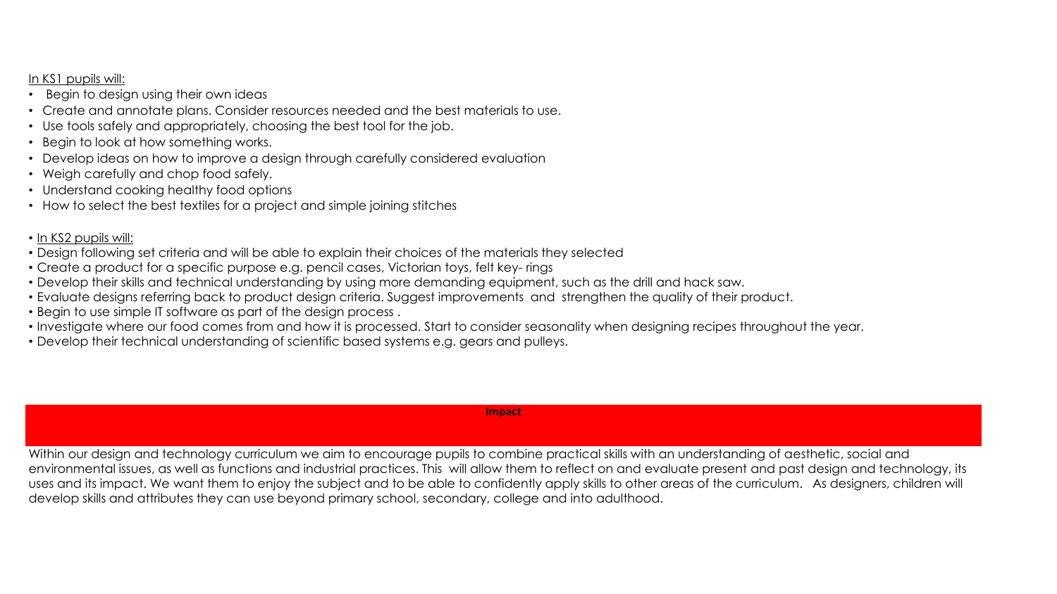<u>In KS1 pupils will:</u>

- Begin to design using their own ideas
- Create and annotate plans. Consider resources needed and the best materials to use.
- Use tools safely and appropriately, choosing the best tool for the job.
- Begin to look at how something works.
- Develop ideas on how to improve a design through carefully considered evaluation
- Weigh carefully and chop food safely.
- Understand cooking healthy food options
- How to select the best textiles for a project and simple joining stitches

<u>In KS2 pupils will:</u>

- Design following set criteria and will be able to explain their choices of the materials they selected
- Create a product for a specific purpose e.g. pencil cases, Victorian toys, felt key- rings
- Develop their skills and technical understanding by using more demanding equipment, such as the drill and hack saw.
- Evaluate designs referring back to product design criteria. Suggest improvements and strengthen the quality of their product.
- Begin to use simple IT software as part of the design process .
- Investigate where our food comes from and how it is processed. Start to consider seasonality when designing recipes throughout the year.
- Develop their technical understanding of scientific based systems e.g. gears and pulleys.

## Impact

Within our design and technology curriculum we aim to encourage pupils to combine practical skills with an understanding of aesthetic, social and environmental issues, as well as functions and industrial practices. This will allow them to reflect on and evaluate present and past design and technology, its uses and its impact. We want them to enjoy the subject and to be able to confidently apply skills to other areas of the curriculum. As designers, children will develop skills and attributes they can use beyond primary school, secondary, college and into adulthood.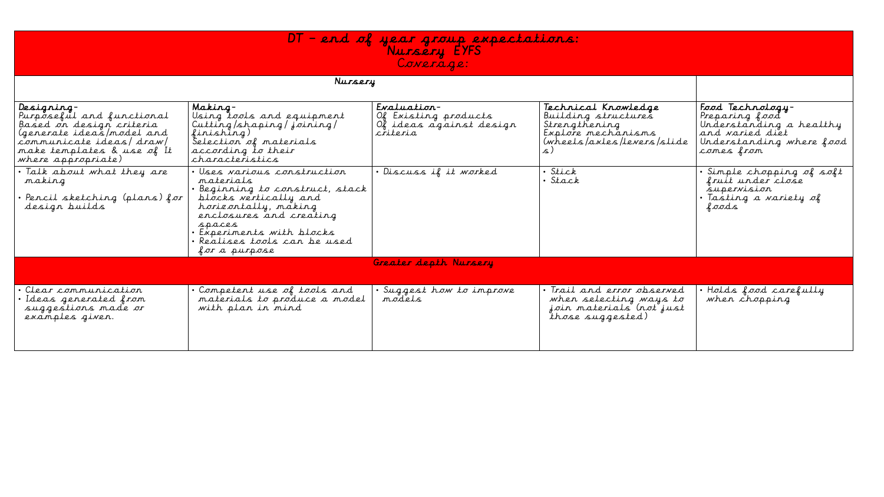# DT – end of year group expectations:

## Nursery EYFS

### Coverage:

| Nursery | | | | |
|---|---|---|---|---|
| **Designing-**<br>Purposeful and functional<br>Based on design criteria<br>(generate ideas/model and communicate ideas/ draw/ make templates & use of It where appropriate) | **Making-**<br>Using tools and equipment<br>Cutting/shaping/ joining/ finishing)<br>Selection of materials according to their characteristics | **Evaluation-**<br>Of Existing products<br>Of ideas against design criteria | **Technical Knowledge**<br>Building structures<br>Strengthening<br>Explore mechanisms<br>(wheels/axles/levers/slides) | **Food Technology-**<br>Preparing food<br>Understanding a healthy and varied diet<br>Understanding where food comes from |
| • Talk about what they are making<br>• Pencil sketching (plans) for design builds | • Uses various construction materials<br>• Beginning to construct, stack blocks vertically and horizontally, making enclosures and creating spaces<br>• Experiments with blocks<br>• Realises tools can be used for a purpose | • Discuss if it worked | • Stick<br>• Stack | • Simple chopping of soft fruit under close supervision<br>• Tasting a variety of foods |
| **Greater depth Nursery** | | | | |
| • Clear communication<br>• Ideas generated from suggestions made or examples given. | • Competent use of tools and materials to produce a model with plan in mind | • Suggest how to improve models | • Trail and error observed when selecting ways to join materials (not just those suggested) | • Holds food carefully when chopping |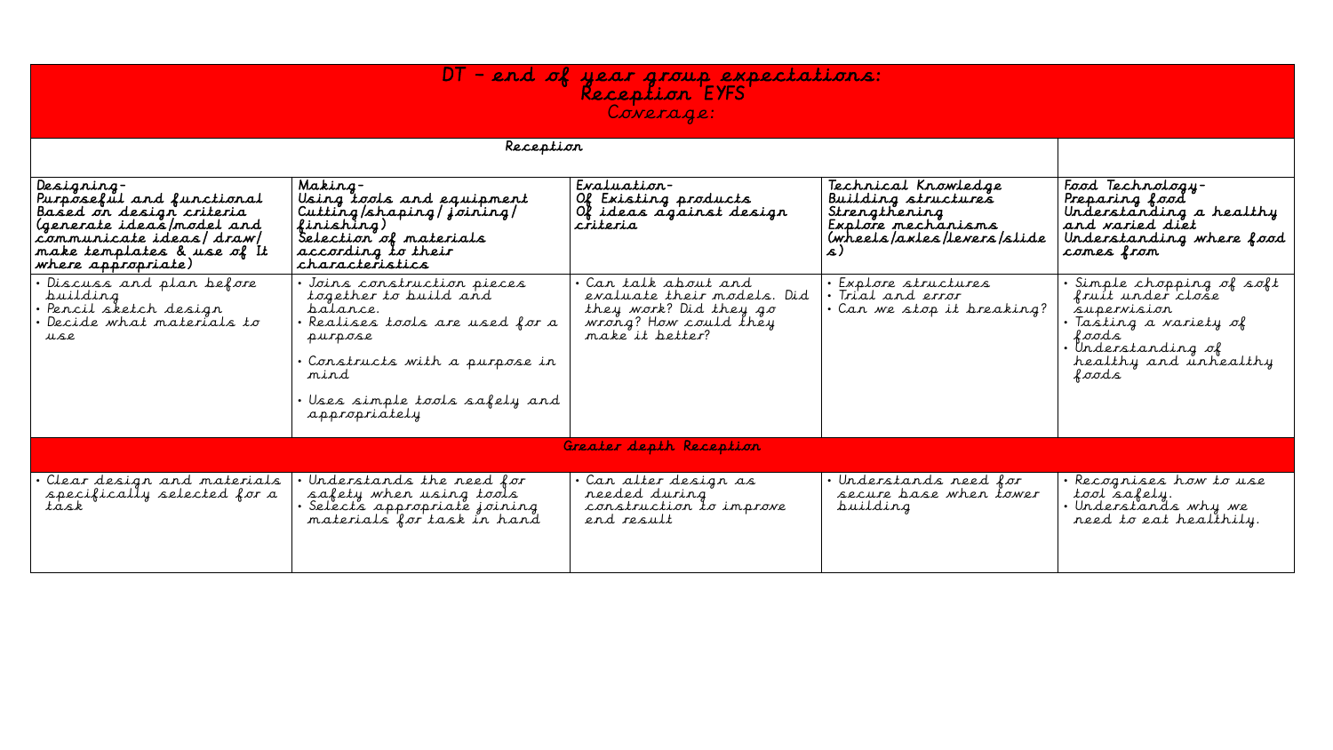# DT – end of year group expectations: Reception EYFS

Coverage:

| Reception | | | | |
|---|---|---|---|---|
| Designing- Purposeful and functional Based on design criteria (generate ideas/model and communicate ideas/ draw/ make templates & use of It where appropriate) | Making- Using tools and equipment Cutting/shaping/ joining/ finishing) Selection of materials according to their characteristics | Evaluation- Of Existing products Of ideas against design criteria | Technical Knowledge Building structures Strengthening Explore mechanisms (wheels/axles/levers/slides) | Food Technology- Preparing food Understanding a healthy and varied diet Understanding where food comes from |
| • Discuss and plan before building<br>• Pencil sketch design<br>• Decide what materials to use | • Joins construction pieces together to build and balance.<br>• Realises tools are used for a purpose<br>• Constructs with a purpose in mind<br>• Uses simple tools safely and appropriately | • Can talk about and evaluate their models. Did they work? Did they go wrong? How could they make it better? | • Explore structures<br>• Trial and error<br>• Can we stop it breaking? | • Simple chopping of soft fruit under close supervision<br>• Tasting a variety of foods<br>• Understanding of healthy and unhealthy foods |
| **Greater depth Reception** | | | | |
| • Clear design and materials specifically selected for a task | • Understands the need for safety when using tools<br>• Selects appropriate joining materials for task in hand | • Can alter design as needed during construction to improve end result | • Understands need for secure base when tower building | • Recognises how to use tool safely.<br>• Understands why we need to eat healthily. |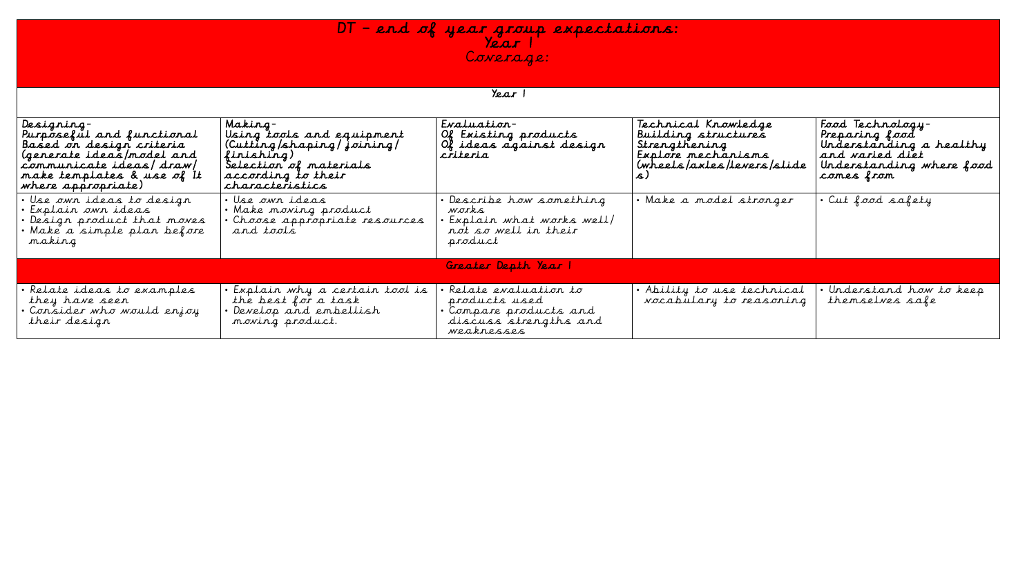# DT – end of year group expectations:

## Year 1

### Coverage:

| Year 1 | | | | |
| --- | --- | --- | --- | --- |
| **Designing-** Purposeful and functional Based on design criteria (generate ideas/model and communicate ideas/ draw/ make templates & use of It where appropriate) | **Making-** Using tools and equipment (Cutting/shaping/ joining/ finishing) Selection of materials according to their characteristics | **Evaluation-** Of Existing products Of ideas against design criteria | **Technical Knowledge** Building structures Strengthening Explore mechanisms (wheels/axles/levers/slides) | **Food Technology-** Preparing food Understanding a healthy and varied diet Understanding where food comes from |
| • Use own ideas to design<br>• Explain own ideas<br>• Design product that moves<br>• Make a simple plan before making | • Use own ideas<br>• Make moving product<br>• Choose appropriate resources and tools | • Describe how something works<br>• Explain what works well/ not so well in their product | • Make a model stronger | • Cut food safety |
| **Greater Depth Year 1** | | | | |
| • Relate ideas to examples they have seen<br>• Consider who would enjoy their design | • Explain why a certain tool is the best for a task<br>• Develop and embellish moving product. | • Relate evaluation to products used<br>• Compare products and discuss strengths and weaknesses | • Ability to use technical vocabulary to reasoning | • Understand how to keep themselves safe |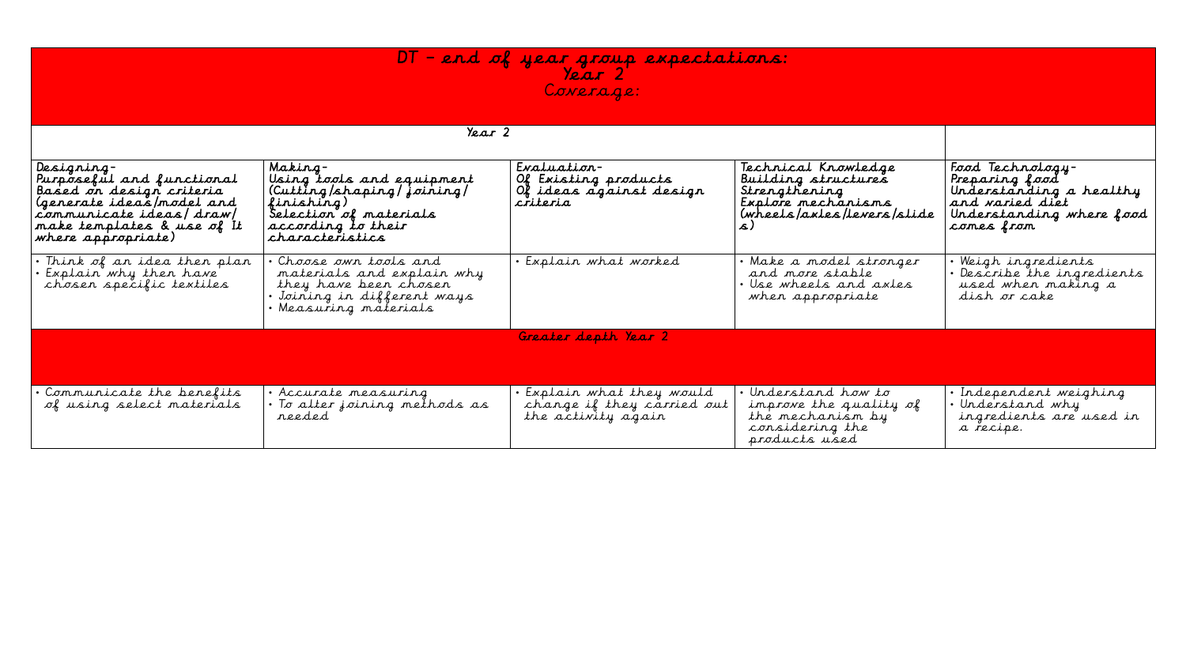# DT – end of year group expectations:
## Year 2
### Coverage:

| Year 2 | | | | |
|---|---|---|---|---|
| Designing- Purposeful and functional Based on design criteria (generate ideas/model and communicate ideas/ draw/ make templates & use of It where appropriate) | Making- Using tools and equipment (Cutting/shaping/ joining/ finishing) Selection of materials according to their characteristics | Evaluation- Of Existing products Of ideas against design criteria | Technical Knowledge Building structures Strengthening Explore mechanisms (wheels/axles/levers/slides) | Food Technology- Preparing food Understanding a healthy and varied diet Understanding where food comes from |
| • Think of an idea then plan<br>• Explain why then have chosen specific textiles | • Choose own tools and materials and explain why they have been chosen<br>• Joining in different ways<br>• Measuring materials | • Explain what worked | • Make a model stronger and more stable<br>• Use wheels and axles when appropriate | • Weigh ingredients<br>• Describe the ingredients used when making a dish or cake |
| Greater depth Year 2 | | | | |
| • Communicate the benefits of using select materials | • Accurate measuring<br>• To alter joining methods as needed | • Explain what they would change if they carried out the activity again | • Understand how to improve the quality of the mechanism by considering the products used | • Independent weighing<br>• Understand why ingredients are used in a recipe. |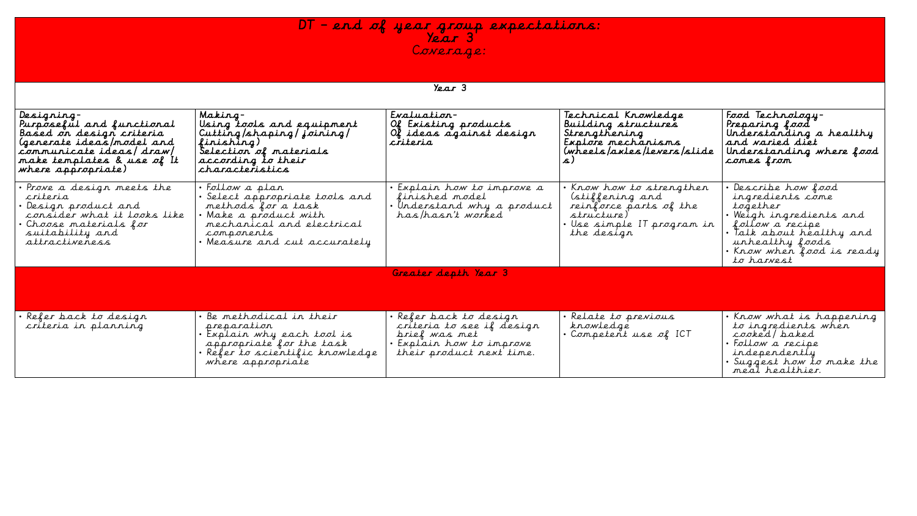# DT – end of year group expectations:
## Year 3
### Coverage:

| Year 3 | | | | |
|---|---|---|---|---|
| **Designing-**<br>**Purposeful and functional**<br>**Based on design criteria**<br>**(generate ideas/model and communicate ideas/ draw/ make templates & use of It where appropriate)** | **Making-**<br>**Using tools and equipment**<br>**Cutting/shaping/ joining/ finishing)**<br>**Selection of materials according to their characteristics** | **Evaluation-**<br>**Of Existing products**<br>**Of ideas against design criteria** | **Technical Knowledge**<br>**Building structures**<br>**Strengthening**<br>**Explore mechanisms**<br>**(wheels/axles/levers/slides)** | **Food Technology-**<br>**Preparing food**<br>**Understanding a healthy and varied diet**<br>**Understanding where food comes from** |
| • Prove a design meets the criteria<br>• Design product and consider what it looks like<br>• Choose materials for suitability and attractiveness | • Follow a plan<br>• Select appropriate tools and methods for a task<br>• Make a product with mechanical and electrical components<br>• Measure and cut accurately | • Explain how to improve a finished model<br>• Understand why a product has/hasn't worked | • Know how to strengthen (stiffening and reinforce parts of the structure)<br>• Use simple IT program in the design | • Describe how food ingredients come together<br>• Weigh ingredients and follow a recipe<br>• Talk about healthy and unhealthy foods<br>• Know when food is ready to harvest |
| **Greater depth Year 3** | | | | |
| • Refer back to design criteria in planning | • Be methodical in their preparation<br>• Explain why each tool is appropriate for the task<br>• Refer to scientific knowledge where appropriate | • Refer back to design criteria to see if design brief was met<br>• Explain how to improve their product next time. | • Relate to previous knowledge<br>• Competent use of ICT | • Know what is happening to ingredients when cooked/ baked<br>• Follow a recipe independently<br>• Suggest how to make the meal healthier. |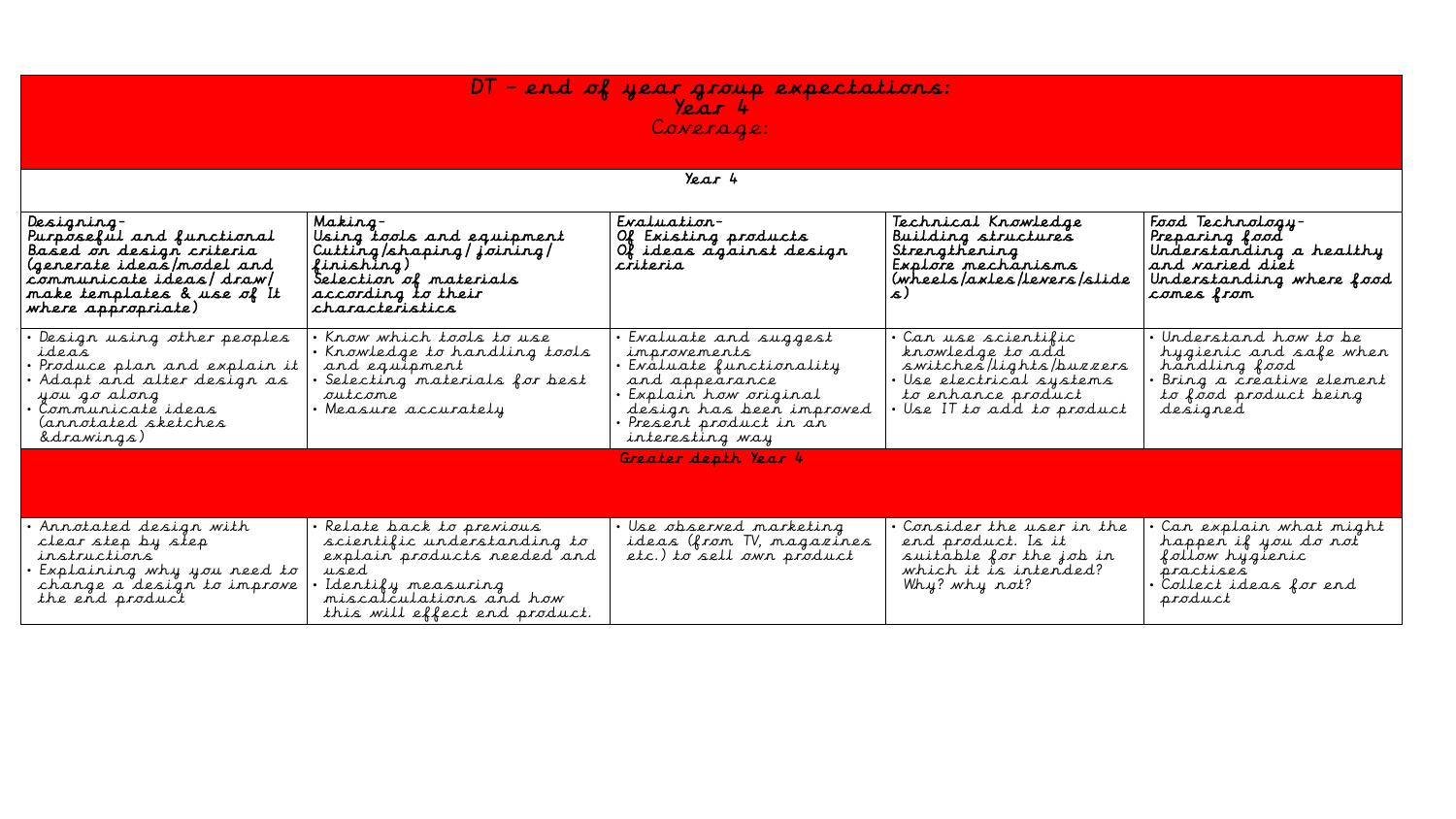# DT – end of year group expectations:
## Year 4
Coverage:

| Year 4 | | | | |
|---|---|---|---|---|
| Designing- Purposeful and functional Based on design criteria (generate ideas/model and communicate ideas/ draw/ make templates & use of It where appropriate) | Making- Using tools and equipment Cutting/shaping/ joining/ finishing) Selection of materials according to their characteristics | Evaluation- Of Existing products Of ideas against design criteria | Technical Knowledge Building structures Strengthening Explore mechanisms (wheels/axles/levers/slides) | Food Technology- Preparing food Understanding a healthy and varied diet Understanding where food comes from |
| • Design using other peoples ideas<br>• Produce plan and explain it<br>• Adapt and alter design as you go along<br>• Communicate ideas (annotated sketches &drawings) | • Know which tools to use<br>• Knowledge to handling tools and equipment<br>• Selecting materials for best outcome<br>• Measure accurately | • Evaluate and suggest improvements<br>• Evaluate functionality and appearance<br>• Explain how original design has been improved<br>• Present product in an interesting way | • Can use scientific knowledge to add switches/lights/buzzers<br>• Use electrical systems to enhance product<br>• Use IT to add to product | • Understand how to be hygienic and safe when handling food<br>• Bring a creative element to food product being designed |
| **Greater depth Year 4** | | | | |
| • Annotated design with clear step by step instructions<br>• Explaining why you need to change a design to improve the end product | • Relate back to previous scientific understanding to explain products needed and used<br>• Identify measuring miscalculations and how this will effect end product. | • Use observed marketing ideas (from TV, magazines etc.) to sell own product | • Consider the user in the end product. Is it suitable for the job in which it is intended? Why? why not? | • Can explain what might happen if you do not follow hygienic practises<br>• Collect ideas for end product |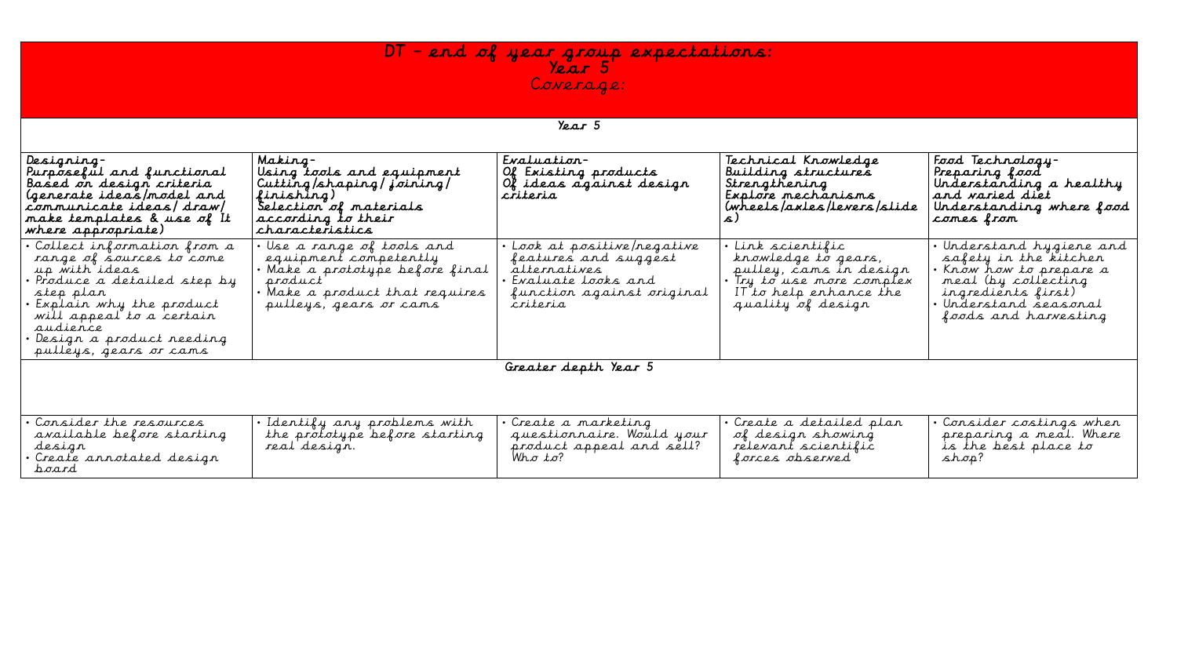# DT – *end of year group expectations:*

## Year 5

### Coverage:

| Year 5 | | | | |
|---|---|---|---|---|
| **Designing-**<br>**Purposeful and functional**<br>**Based on design criteria**<br>**(generate ideas/model and communicate ideas/ draw/ make templates & use of It where appropriate)** | **Making-**<br>**Using tools and equipment**<br>**Cutting/shaping/ joining/ finishing)**<br>**Selection of materials according to their characteristics** | **Evaluation-**<br>**Of Existing products**<br>**Of ideas against design criteria** | **Technical Knowledge**<br>**Building structures**<br>**Strengthening**<br>**Explore mechanisms (wheels/axles/levers/slides)** | **Food Technology-**<br>**Preparing food**<br>**Understanding a healthy and varied diet**<br>**Understanding where food comes from** |
| • Collect information from a range of sources to come up with ideas<br>• Produce a detailed step by step plan<br>• Explain why the product will appeal to a certain audience<br>• Design a product needing pulleys, gears or cams | • Use a range of tools and equipment competently<br>• Make a prototype before final product<br>• Make a product that requires pulleys, gears or cams | • Look at positive/negative features and suggest alternatives<br>• Evaluate looks and function against original criteria | • Link scientific knowledge to gears, pulley, cams in design<br>• Try to use more complex IT to help enhance the quality of design | • Understand hygiene and safety in the kitchen<br>• Know how to prepare a meal (by collecting ingredients first)<br>• Understand seasonal foods and harvesting |
| **Greater depth Year 5** | | | | |
| • Consider the resources available before starting design<br>• Create annotated design board | • Identify any problems with the prototype before starting real design. | • Create a marketing questionnaire. Would your product appeal and sell? Who to? | • Create a detailed plan of design showing relevant scientific forces observed | • Consider costings when preparing a meal. Where is the best place to shop? |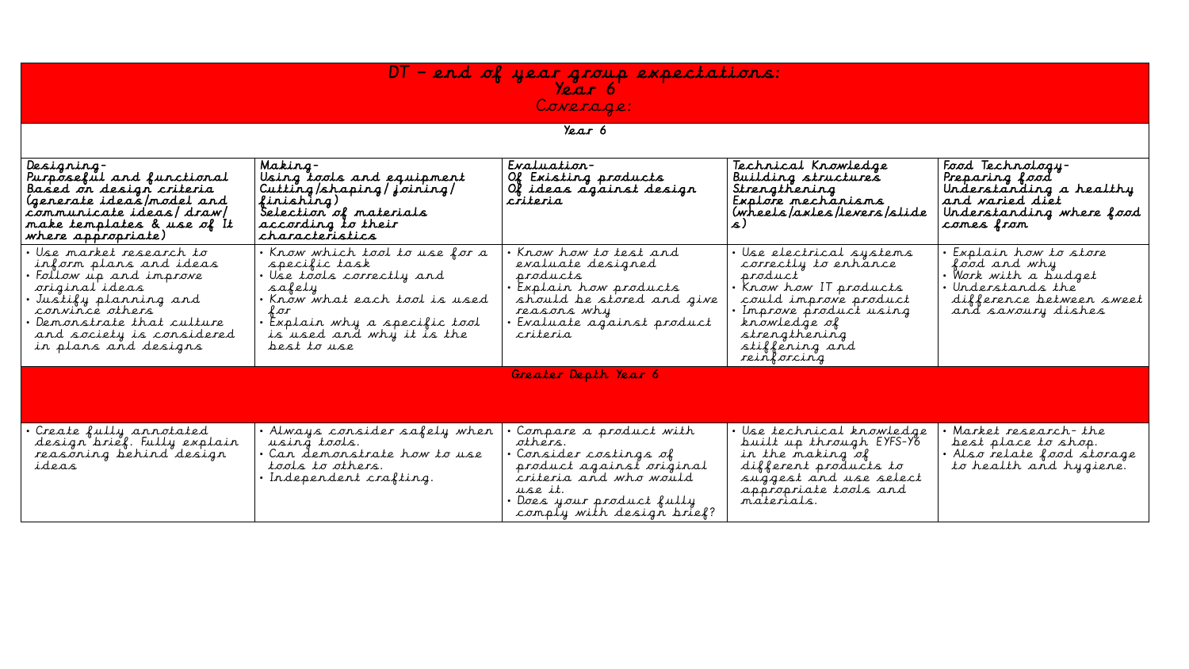# DT – end of year group expectations:

## Year 6

### Coverage:

| Year 6 | | | | |
|---|---|---|---|---|
| Designing- Purposeful and functional Based on design criteria (generate ideas/model and communicate ideas/ draw/ make templates & use of It where appropriate) | Making- Using tools and equipment Cutting/shaping/ joining/ finishing) Selection of materials according to their characteristics | Evaluation- Of Existing products Of ideas against design criteria | Technical Knowledge Building structures Strengthening Explore mechanisms (wheels/axles/levers/slides) | Food Technology- Preparing food Understanding a healthy and varied diet Understanding where food comes from |
| • Use market research to inform plans and ideas<br>• Follow up and improve original ideas<br>• Justify planning and convince others<br>• Demonstrate that culture and society is considered in plans and designs | • Know which tool to use for a specific task<br>• Use tools correctly and safely<br>• Know what each tool is used for<br>• Explain why a specific tool is used and why it is the best to use | • Know how to test and evaluate designed products<br>• Explain how products should be stored and give reasons why<br>• Evaluate against product criteria | • Use electrical systems correctly to enhance product<br>• Know how IT products could improve product<br>• Improve product using knowledge of strengthening stiffening and reinforcing | • Explain how to store food and why<br>• Work with a budget<br>• Understands the difference between sweet and savoury dishes |
| **Greater Depth Year 6** | | | | |
| • Create fully annotated design brief. Fully explain reasoning behind design ideas | • Always consider safety when using tools.<br>• Can demonstrate how to use tools to others.<br>• Independent crafting. | • Compare a product with others.<br>• Consider costings of product against original criteria and who would use it.<br>• Does your product fully comply with design brief? | • Use technical knowledge built up through EYFS-Y6 in the making of different products to suggest and use select appropriate tools and materials. | • Market research- the best place to shop.<br>• Also relate food storage to health and hygiene. |